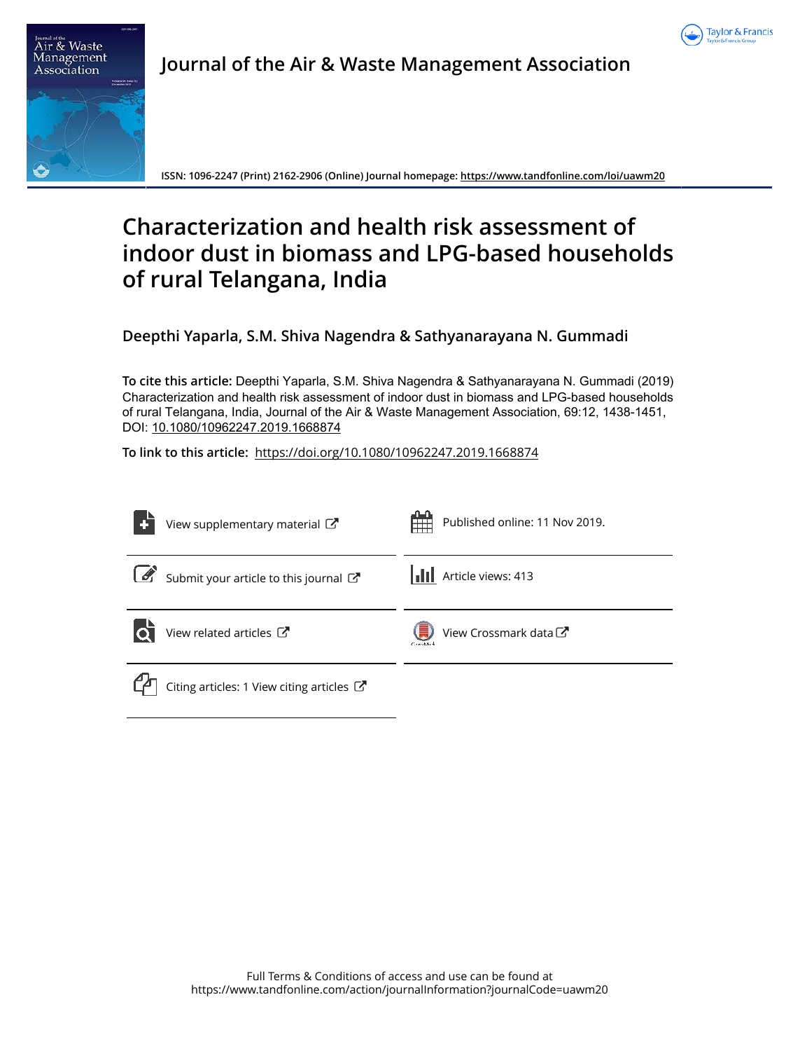Journal of the Air & Waste Management Association

ISSN: 1096-2247 (Print) 2162-2906 (Online) Journal homepage: https://www.tandfonline.com/loi/uawm20

# Characterization and health risk assessment of indoor dust in biomass and LPG-based households of rural Telangana, India

**Deepthi Yaparla, S.M. Shiva Nagendra & Sathyanarayana N. Gummadi**

**To cite this article:** Deepthi Yaparla, S.M. Shiva Nagendra & Sathyanarayana N. Gummadi (2019) Characterization and health risk assessment of indoor dust in biomass and LPG-based households of rural Telangana, India, Journal of the Air & Waste Management Association, 69:12, 1438-1451, DOI: 10.1080/10962247.2019.1668874

**To link to this article:** https://doi.org/10.1080/10962247.2019.1668874

View supplementary material

Published online: 11 Nov 2019.

Submit your article to this journal

Article views: 413

View related articles

View Crossmark data

Citing articles: 1 View citing articles

Full Terms & Conditions of access and use can be found at https://www.tandfonline.com/action/journalInformation?journalCode=uawm20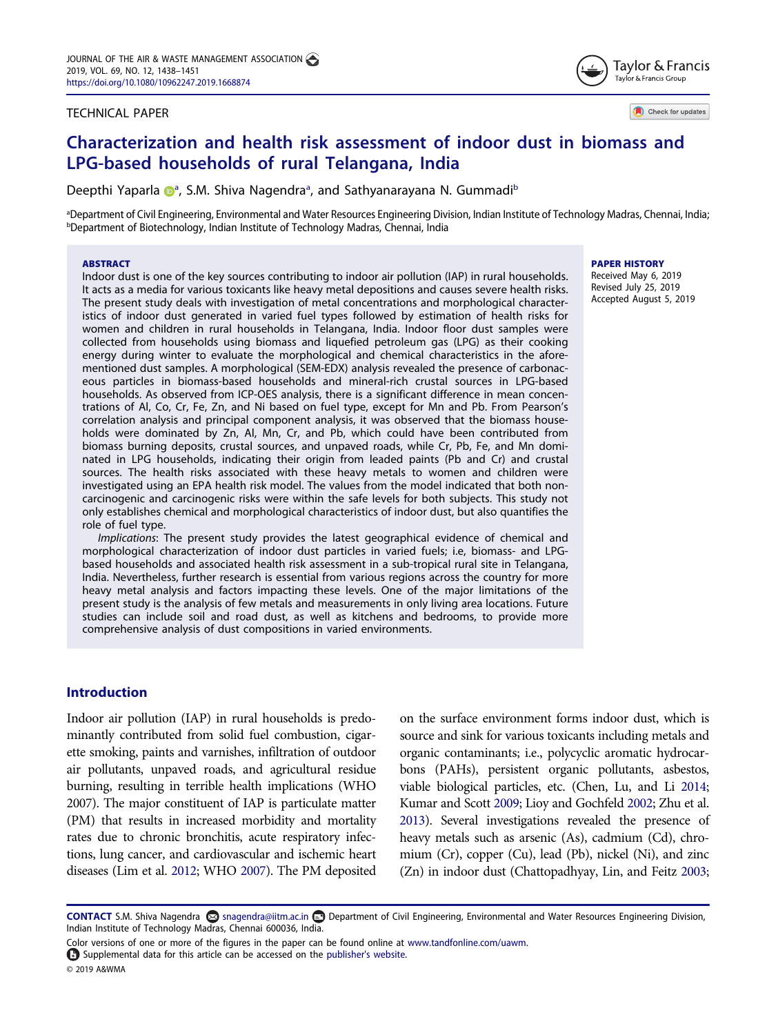# Characterization and health risk assessment of indoor dust in biomass and LPG-based households of rural Telangana, India

Deepthi Yaparla[a], S.M. Shiva Nagendra[a], and Sathyanarayana N. Gummadi[b]

[a]Department of Civil Engineering, Environmental and Water Resources Engineering Division, Indian Institute of Technology Madras, Chennai, India; [b]Department of Biotechnology, Indian Institute of Technology Madras, Chennai, India

TECHNICAL PAPER

## ABSTRACT

Indoor dust is one of the key sources contributing to indoor air pollution (IAP) in rural households. It acts as a media for various toxicants like heavy metal depositions and causes severe health risks. The present study deals with investigation of metal concentrations and morphological characteristics of indoor dust generated in varied fuel types followed by estimation of health risks for women and children in rural households in Telangana, India. Indoor floor dust samples were collected from households using biomass and liquefied petroleum gas (LPG) as their cooking energy during winter to evaluate the morphological and chemical characteristics in the aforementioned dust samples. A morphological (SEM-EDX) analysis revealed the presence of carbonaceous particles in biomass-based households and mineral-rich crustal sources in LPG-based households. As observed from ICP-OES analysis, there is a significant difference in mean concentrations of Al, Co, Cr, Fe, Zn, and Ni based on fuel type, except for Mn and Pb. From Pearson's correlation analysis and principal component analysis, it was observed that the biomass households were dominated by Zn, Al, Mn, Cr, and Pb, which could have been contributed from biomass burning deposits, crustal sources, and unpaved roads, while Cr, Pb, Fe, and Mn dominated in LPG households, indicating their origin from leaded paints (Pb and Cr) and crustal sources. The health risks associated with these heavy metals to women and children were investigated using an EPA health risk model. The values from the model indicated that both noncarcinogenic and carcinogenic risks were within the safe levels for both subjects. This study not only establishes chemical and morphological characteristics of indoor dust, but also quantifies the role of fuel type.

*Implications*: The present study provides the latest geographical evidence of chemical and morphological characterization of indoor dust particles in varied fuels; i.e, biomass- and LPG-based households and associated health risk assessment in a sub-tropical rural site in Telangana, India. Nevertheless, further research is essential from various regions across the country for more heavy metal analysis and factors impacting these levels. One of the major limitations of the present study is the analysis of few metals and measurements in only living area locations. Future studies can include soil and road dust, as well as kitchens and bedrooms, to provide more comprehensive analysis of dust compositions in varied environments.

**PAPER HISTORY**
Received May 6, 2019
Revised July 25, 2019
Accepted August 5, 2019

## Introduction

Indoor air pollution (IAP) in rural households is predominantly contributed from solid fuel combustion, cigarette smoking, paints and varnishes, infiltration of outdoor air pollutants, unpaved roads, and agricultural residue burning, resulting in terrible health implications (WHO 2007). The major constituent of IAP is particulate matter (PM) that results in increased morbidity and mortality rates due to chronic bronchitis, acute respiratory infections, lung cancer, and cardiovascular and ischemic heart diseases (Lim et al. 2012; WHO 2007). The PM deposited on the surface environment forms indoor dust, which is source and sink for various toxicants including metals and organic contaminants; i.e., polycyclic aromatic hydrocarbons (PAHs), persistent organic pollutants, asbestos, viable biological particles, etc. (Chen, Lu, and Li 2014; Kumar and Scott 2009; Lioy and Gochfeld 2002; Zhu et al. 2013). Several investigations revealed the presence of heavy metals such as arsenic (As), cadmium (Cd), chromium (Cr), copper (Cu), lead (Pb), nickel (Ni), and zinc (Zn) in indoor dust (Chattopadhyay, Lin, and Feitz 2003;

**CONTACT** S.M. Shiva Nagendra snagendra@iitm.ac.in Department of Civil Engineering, Environmental and Water Resources Engineering Division, Indian Institute of Technology Madras, Chennai 600036, India.

Color versions of one or more of the figures in the paper can be found online at www.tandfonline.com/uawm.

Supplemental data for this article can be accessed on the publisher's website.

© 2019 A&WMA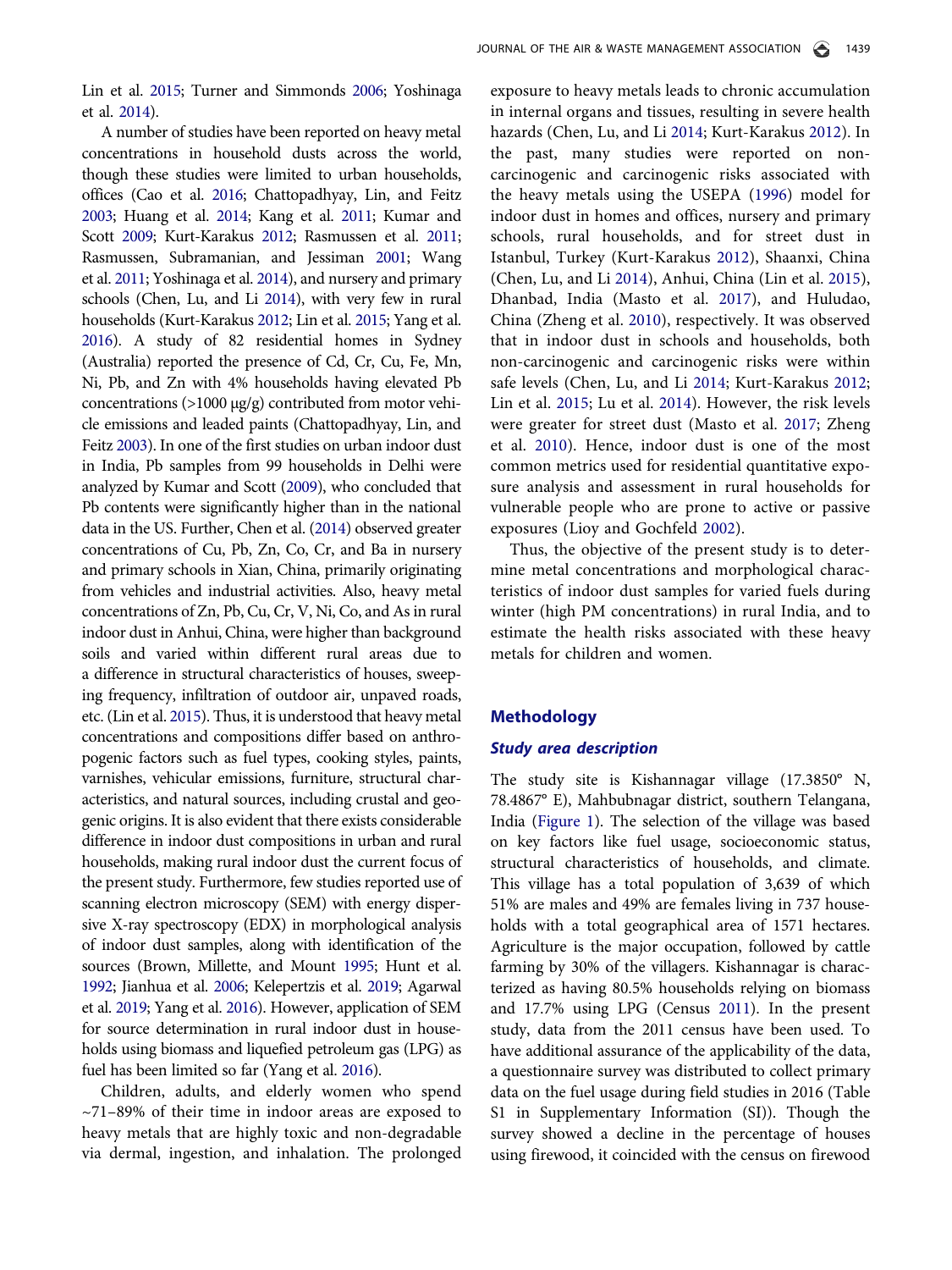Lin et al. 2015; Turner and Simmonds 2006; Yoshinaga et al. 2014).

A number of studies have been reported on heavy metal concentrations in household dusts across the world, though these studies were limited to urban households, offices (Cao et al. 2016; Chattopadhyay, Lin, and Feitz 2003; Huang et al. 2014; Kang et al. 2011; Kumar and Scott 2009; Kurt-Karakus 2012; Rasmussen et al. 2011; Rasmussen, Subramanian, and Jessiman 2001; Wang et al. 2011; Yoshinaga et al. 2014), and nursery and primary schools (Chen, Lu, and Li 2014), with very few in rural households (Kurt-Karakus 2012; Lin et al. 2015; Yang et al. 2016). A study of 82 residential homes in Sydney (Australia) reported the presence of Cd, Cr, Cu, Fe, Mn, Ni, Pb, and Zn with 4% households having elevated Pb concentrations (>1000 μg/g) contributed from motor vehicle emissions and leaded paints (Chattopadhyay, Lin, and Feitz 2003). In one of the first studies on urban indoor dust in India, Pb samples from 99 households in Delhi were analyzed by Kumar and Scott (2009), who concluded that Pb contents were significantly higher than in the national data in the US. Further, Chen et al. (2014) observed greater concentrations of Cu, Pb, Zn, Co, Cr, and Ba in nursery and primary schools in Xian, China, primarily originating from vehicles and industrial activities. Also, heavy metal concentrations of Zn, Pb, Cu, Cr, V, Ni, Co, and As in rural indoor dust in Anhui, China, were higher than background soils and varied within different rural areas due to a difference in structural characteristics of houses, sweeping frequency, infiltration of outdoor air, unpaved roads, etc. (Lin et al. 2015). Thus, it is understood that heavy metal concentrations and compositions differ based on anthropogenic factors such as fuel types, cooking styles, paints, varnishes, vehicular emissions, furniture, structural characteristics, and natural sources, including crustal and geogenic origins. It is also evident that there exists considerable difference in indoor dust compositions in urban and rural households, making rural indoor dust the current focus of the present study. Furthermore, few studies reported use of scanning electron microscopy (SEM) with energy dispersive X-ray spectroscopy (EDX) in morphological analysis of indoor dust samples, along with identification of the sources (Brown, Millette, and Mount 1995; Hunt et al. 1992; Jianhua et al. 2006; Kelepertzis et al. 2019; Agarwal et al. 2019; Yang et al. 2016). However, application of SEM for source determination in rural indoor dust in households using biomass and liquefied petroleum gas (LPG) as fuel has been limited so far (Yang et al. 2016).

Children, adults, and elderly women who spend ~71–89% of their time in indoor areas are exposed to heavy metals that are highly toxic and non-degradable via dermal, ingestion, and inhalation. The prolonged exposure to heavy metals leads to chronic accumulation in internal organs and tissues, resulting in severe health hazards (Chen, Lu, and Li 2014; Kurt-Karakus 2012). In the past, many studies were reported on non-carcinogenic and carcinogenic risks associated with the heavy metals using the USEPA (1996) model for indoor dust in homes and offices, nursery and primary schools, rural households, and for street dust in Istanbul, Turkey (Kurt-Karakus 2012), Shaanxi, China (Chen, Lu, and Li 2014), Anhui, China (Lin et al. 2015), Dhanbad, India (Masto et al. 2017), and Huludao, China (Zheng et al. 2010), respectively. It was observed that in indoor dust in schools and households, both non-carcinogenic and carcinogenic risks were within safe levels (Chen, Lu, and Li 2014; Kurt-Karakus 2012; Lin et al. 2015; Lu et al. 2014). However, the risk levels were greater for street dust (Masto et al. 2017; Zheng et al. 2010). Hence, indoor dust is one of the most common metrics used for residential quantitative exposure analysis and assessment in rural households for vulnerable people who are prone to active or passive exposures (Lioy and Gochfeld 2002).

Thus, the objective of the present study is to determine metal concentrations and morphological characteristics of indoor dust samples for varied fuels during winter (high PM concentrations) in rural India, and to estimate the health risks associated with these heavy metals for children and women.

## Methodology

### Study area description

The study site is Kishannagar village (17.3850° N, 78.4867° E), Mahbubnagar district, southern Telangana, India (Figure 1). The selection of the village was based on key factors like fuel usage, socioeconomic status, structural characteristics of households, and climate. This village has a total population of 3,639 of which 51% are males and 49% are females living in 737 households with a total geographical area of 1571 hectares. Agriculture is the major occupation, followed by cattle farming by 30% of the villagers. Kishannagar is characterized as having 80.5% households relying on biomass and 17.7% using LPG (Census 2011). In the present study, data from the 2011 census have been used. To have additional assurance of the applicability of the data, a questionnaire survey was distributed to collect primary data on the fuel usage during field studies in 2016 (Table S1 in Supplementary Information (SI)). Though the survey showed a decline in the percentage of houses using firewood, it coincided with the census on firewood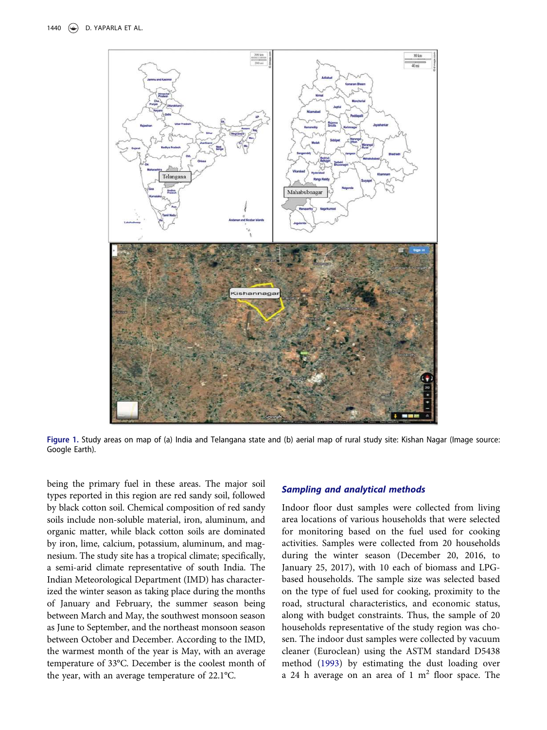Figure 1. Study areas on map of (a) India and Telangana state and (b) aerial map of rural study site: Kishan Nagar (Image source: Google Earth).

being the primary fuel in these areas. The major soil types reported in this region are red sandy soil, followed by black cotton soil. Chemical composition of red sandy soils include non-soluble material, iron, aluminum, and organic matter, while black cotton soils are dominated by iron, lime, calcium, potassium, aluminum, and magnesium. The study site has a tropical climate; specifically, a semi-arid climate representative of south India. The Indian Meteorological Department (IMD) has characterized the winter season as taking place during the months of January and February, the summer season being between March and May, the southwest monsoon season as June to September, and the northeast monsoon season between October and December. According to the IMD, the warmest month of the year is May, with an average temperature of 33°C. December is the coolest month of the year, with an average temperature of 22.1°C.

### *Sampling and analytical methods*

Indoor floor dust samples were collected from living area locations of various households that were selected for monitoring based on the fuel used for cooking activities. Samples were collected from 20 households during the winter season (December 20, 2016, to January 25, 2017), with 10 each of biomass and LPG-based households. The sample size was selected based on the type of fuel used for cooking, proximity to the road, structural characteristics, and economic status, along with budget constraints. Thus, the sample of 20 households representative of the study region was chosen. The indoor dust samples were collected by vacuum cleaner (Euroclean) using the ASTM standard D5438 method (1993) by estimating the dust loading over a 24 h average on an area of 1 $m^2$ floor space. The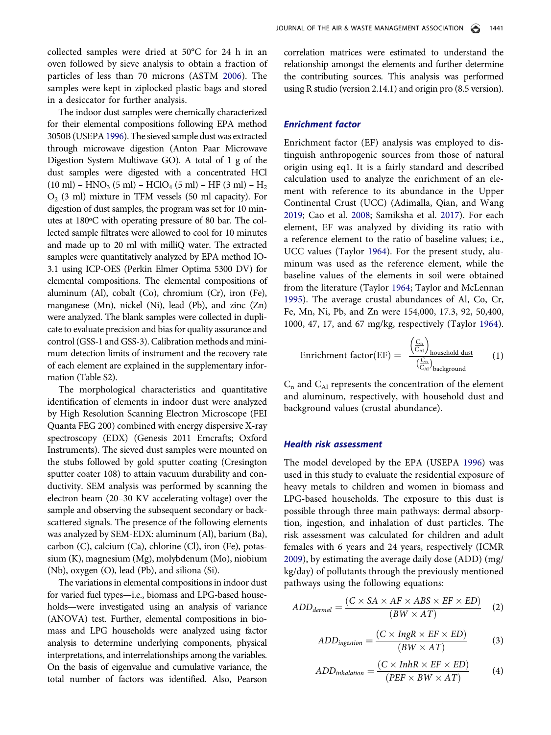collected samples were dried at 50°C for 24 h in an oven followed by sieve analysis to obtain a fraction of particles of less than 70 microns (ASTM 2006). The samples were kept in ziplocked plastic bags and stored in a desiccator for further analysis.

The indoor dust samples were chemically characterized for their elemental compositions following EPA method 3050B (USEPA 1996). The sieved sample dust was extracted through microwave digestion (Anton Paar Microwave Digestion System Multiwave GO). A total of 1 g of the dust samples were digested with a concentrated HCl (10 ml) – $HNO_3$ (5 ml) – $HClO_4$ (5 ml) – HF (3 ml) – $H_2O_2$ (3 ml) mixture in TFM vessels (50 ml capacity). For digestion of dust samples, the program was set for 10 minutes at 180ºC with operating pressure of 80 bar. The collected sample filtrates were allowed to cool for 10 minutes and made up to 20 ml with milliQ water. The extracted samples were quantitatively analyzed by EPA method IO-3.1 using ICP-OES (Perkin Elmer Optima 5300 DV) for elemental compositions. The elemental compositions of aluminum (Al), cobalt (Co), chromium (Cr), iron (Fe), manganese (Mn), nickel (Ni), lead (Pb), and zinc (Zn) were analyzed. The blank samples were collected in duplicate to evaluate precision and bias for quality assurance and control (GSS-1 and GSS-3). Calibration methods and minimum detection limits of instrument and the recovery rate of each element are explained in the supplementary information (Table S2).

The morphological characteristics and quantitative identification of elements in indoor dust were analyzed by High Resolution Scanning Electron Microscope (FEI Quanta FEG 200) combined with energy dispersive X-ray spectroscopy (EDX) (Genesis 2011 Emcrafts; Oxford Instruments). The sieved dust samples were mounted on the stubs followed by gold sputter coating (Cresington sputter coater 108) to attain vacuum durability and conductivity. SEM analysis was performed by scanning the electron beam (20–30 KV accelerating voltage) over the sample and observing the subsequent secondary or backscattered signals. The presence of the following elements was analyzed by SEM-EDX: aluminum (Al), barium (Ba), carbon (C), calcium (Ca), chlorine (Cl), iron (Fe), potassium (K), magnesium (Mg), molybdenum (Mo), niobium (Nb), oxygen (O), lead (Pb), and siliona (Si).

The variations in elemental compositions in indoor dust for varied fuel types—i.e., biomass and LPG-based households—were investigated using an analysis of variance (ANOVA) test. Further, elemental compositions in biomass and LPG households were analyzed using factor analysis to determine underlying components, physical interpretations, and interrelationships among the variables. On the basis of eigenvalue and cumulative variance, the total number of factors was identified. Also, Pearson correlation matrices were estimated to understand the relationship amongst the elements and further determine the contributing sources. This analysis was performed using R studio (version 2.14.1) and origin pro (8.5 version).

### *Enrichment factor*

Enrichment factor (EF) analysis was employed to distinguish anthropogenic sources from those of natural origin using eq1. It is a fairly standard and described calculation used to analyze the enrichment of an element with reference to its abundance in the Upper Continental Crust (UCC) (Adimalla, Qian, and Wang 2019; Cao et al. 2008; Samiksha et al. 2017). For each element, EF was analyzed by dividing its ratio with a reference element to the ratio of baseline values; i.e., UCC values (Taylor 1964). For the present study, aluminum was used as the reference element, while the baseline values of the elements in soil were obtained from the literature (Taylor 1964; Taylor and McLennan 1995). The average crustal abundances of Al, Co, Cr, Fe, Mn, Ni, Pb, and Zn were 154,000, 17.3, 92, 50,400, 1000, 47, 17, and 67 mg/kg, respectively (Taylor 1964).

$$\text{Enrichment factor(EF)} = \frac{\left(\frac{C_n}{C_{Al}}\right)_{\text{household dust}}}{\left(\frac{C_n}{C_{Al}}\right)_{\text{background}}} \tag{1}$$

$C_n$ and $C_{Al}$ represents the concentration of the element and aluminum, respectively, with household dust and background values (crustal abundance).

### *Health risk assessment*

The model developed by the EPA (USEPA 1996) was used in this study to evaluate the residential exposure of heavy metals to children and women in biomass and LPG-based households. The exposure to this dust is possible through three main pathways: dermal absorption, ingestion, and inhalation of dust particles. The risk assessment was calculated for children and adult females with 6 years and 24 years, respectively (ICMR 2009), by estimating the average daily dose (ADD) (mg/kg/day) of pollutants through the previously mentioned pathways using the following equations:

$$ADD_{dermal} = \frac{(C \times SA \times AF \times ABS \times EF \times ED)}{(BW \times AT)} \tag{2}$$

$$ADD_{ingestion} = \frac{(C \times IngR \times EF \times ED)}{(BW \times AT)} \tag{3}$$

$$ADD_{inhalation} = \frac{(C \times InhR \times EF \times ED)}{(PEF \times BW \times AT)} \tag{4}$$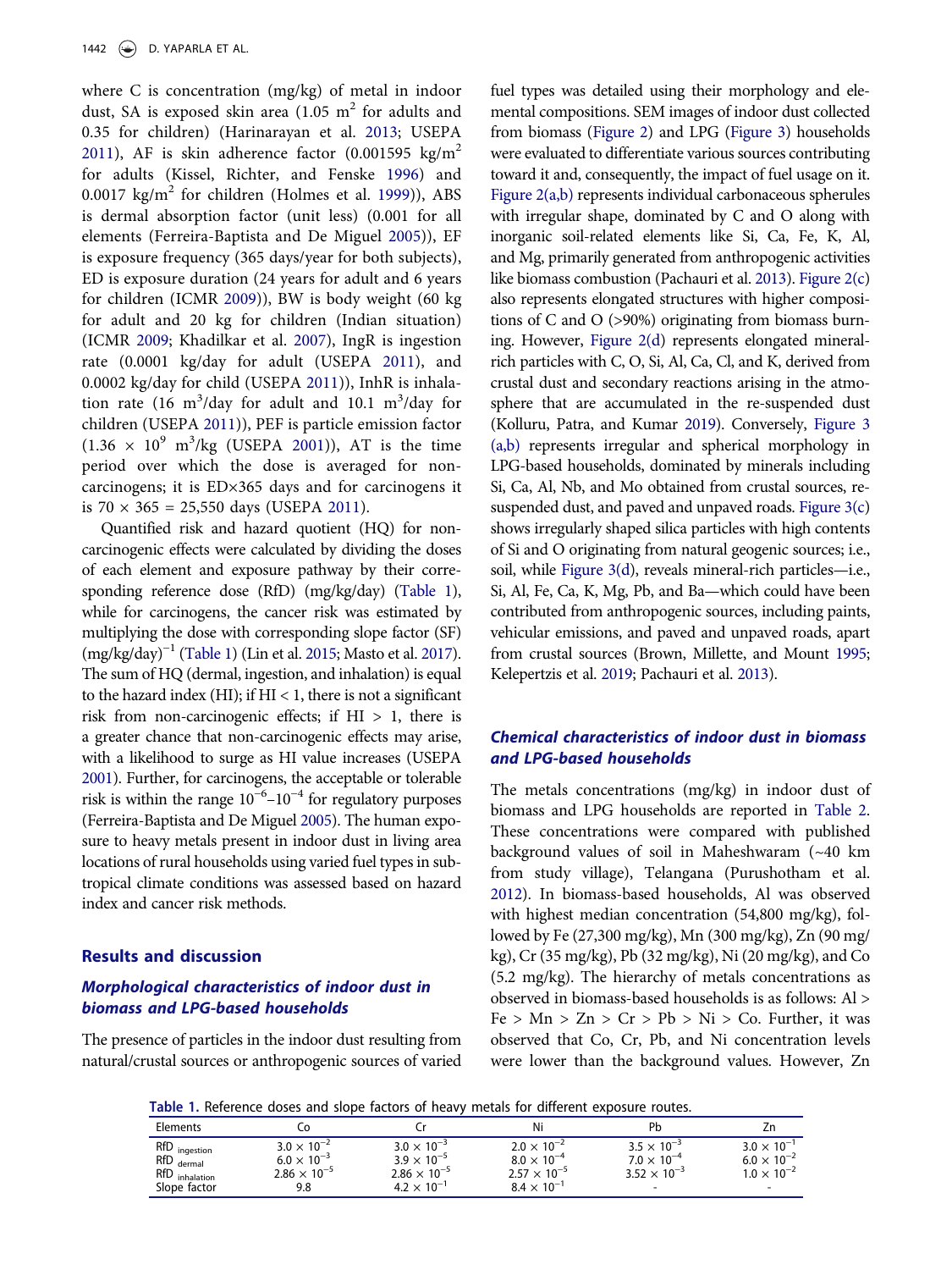where C is concentration (mg/kg) of metal in indoor dust, SA is exposed skin area (1.05 $m^2$ for adults and 0.35 for children) (Harinarayan et al. 2013; USEPA 2011), AF is skin adherence factor (0.001595 $kg/m^2$ for adults (Kissel, Richter, and Fenske 1996) and 0.0017 $kg/m^2$ for children (Holmes et al. 1999)), ABS is dermal absorption factor (unit less) (0.001 for all elements (Ferreira-Baptista and De Miguel 2005)), EF is exposure frequency (365 days/year for both subjects), ED is exposure duration (24 years for adult and 6 years for children (ICMR 2009)), BW is body weight (60 kg for adult and 20 kg for children (Indian situation) (ICMR 2009; Khadilkar et al. 2007), IngR is ingestion rate (0.0001 kg/day for adult (USEPA 2011), and 0.0002 kg/day for child (USEPA 2011)), InhR is inhalation rate (16 $m^3$/day for adult and 10.1 $m^3$/day for children (USEPA 2011)), PEF is particle emission factor ($1.36 \times 10^9$ $m^3$/kg (USEPA 2001)), AT is the time period over which the dose is averaged for non-carcinogens; it is ED×365 days and for carcinogens it is $70 \times 365 = 25{,}550$ days (USEPA 2011).

Quantified risk and hazard quotient (HQ) for non-carcinogenic effects were calculated by dividing the doses of each element and exposure pathway by their corresponding reference dose (RfD) (mg/kg/day) (Table 1), while for carcinogens, the cancer risk was estimated by multiplying the dose with corresponding slope factor (SF) $(mg/kg/day)^{-1}$ (Table 1) (Lin et al. 2015; Masto et al. 2017). The sum of HQ (dermal, ingestion, and inhalation) is equal to the hazard index (HI); if HI < 1, there is not a significant risk from non-carcinogenic effects; if HI > 1, there is a greater chance that non-carcinogenic effects may arise, with a likelihood to surge as HI value increases (USEPA 2001). Further, for carcinogens, the acceptable or tolerable risk is within the range $10^{-6}$–$10^{-4}$ for regulatory purposes (Ferreira-Baptista and De Miguel 2005). The human exposure to heavy metals present in indoor dust in living area locations of rural households using varied fuel types in subtropical climate conditions was assessed based on hazard index and cancer risk methods.

## Results and discussion

### *Morphological characteristics of indoor dust in biomass and LPG-based households*

The presence of particles in the indoor dust resulting from natural/crustal sources or anthropogenic sources of varied fuel types was detailed using their morphology and elemental compositions. SEM images of indoor dust collected from biomass (Figure 2) and LPG (Figure 3) households were evaluated to differentiate various sources contributing toward it and, consequently, the impact of fuel usage on it. Figure 2(a,b) represents individual carbonaceous spherules with irregular shape, dominated by C and O along with inorganic soil-related elements like Si, Ca, Fe, K, Al, and Mg, primarily generated from anthropogenic activities like biomass combustion (Pachauri et al. 2013). Figure 2(c) also represents elongated structures with higher compositions of C and O (>90%) originating from biomass burning. However, Figure 2(d) represents elongated mineral-rich particles with C, O, Si, Al, Ca, Cl, and K, derived from crustal dust and secondary reactions arising in the atmosphere that are accumulated in the re-suspended dust (Kolluru, Patra, and Kumar 2019). Conversely, Figure 3 (a,b) represents irregular and spherical morphology in LPG-based households, dominated by minerals including Si, Ca, Al, Nb, and Mo obtained from crustal sources, re-suspended dust, and paved and unpaved roads. Figure 3(c) shows irregularly shaped silica particles with high contents of Si and O originating from natural geogenic sources; i.e., soil, while Figure 3(d), reveals mineral-rich particles—i.e., Si, Al, Fe, Ca, K, Mg, Pb, and Ba—which could have been contributed from anthropogenic sources, including paints, vehicular emissions, and paved and unpaved roads, apart from crustal sources (Brown, Millette, and Mount 1995; Kelepertzis et al. 2019; Pachauri et al. 2013).

### *Chemical characteristics of indoor dust in biomass and LPG-based households*

The metals concentrations (mg/kg) in indoor dust of biomass and LPG households are reported in Table 2. These concentrations were compared with published background values of soil in Maheshwaram (~40 km from study village), Telangana (Purushotham et al. 2012). In biomass-based households, Al was observed with highest median concentration (54,800 mg/kg), followed by Fe (27,300 mg/kg), Mn (300 mg/kg), Zn (90 mg/kg), Cr (35 mg/kg), Pb (32 mg/kg), Ni (20 mg/kg), and Co (5.2 mg/kg). The hierarchy of metals concentrations as observed in biomass-based households is as follows: Al > Fe > Mn > Zn > Cr > Pb > Ni > Co. Further, it was observed that Co, Cr, Pb, and Ni concentration levels were lower than the background values. However, Zn

**Table 1.** Reference doses and slope factors of heavy metals for different exposure routes.

| Elements | Co | Cr | Ni | Pb | Zn |
|---|---|---|---|---|---|
| RfD $_{ingestion}$ | $3.0 \times 10^{-2}$ | $3.0 \times 10^{-3}$ | $2.0 \times 10^{-2}$ | $3.5 \times 10^{-3}$ | $3.0 \times 10^{-1}$ |
| RfD $_{dermal}$ | $6.0 \times 10^{-3}$ | $3.9 \times 10^{-5}$ | $8.0 \times 10^{-4}$ | $7.0 \times 10^{-4}$ | $6.0 \times 10^{-2}$ |
| RfD $_{inhalation}$ | $2.86 \times 10^{-5}$ | $2.86 \times 10^{-5}$ | $2.57 \times 10^{-5}$ | $3.52 \times 10^{-3}$ | $1.0 \times 10^{-2}$ |
| Slope factor | 9.8 | $4.2 \times 10^{-1}$ | $8.4 \times 10^{-1}$ | - | - |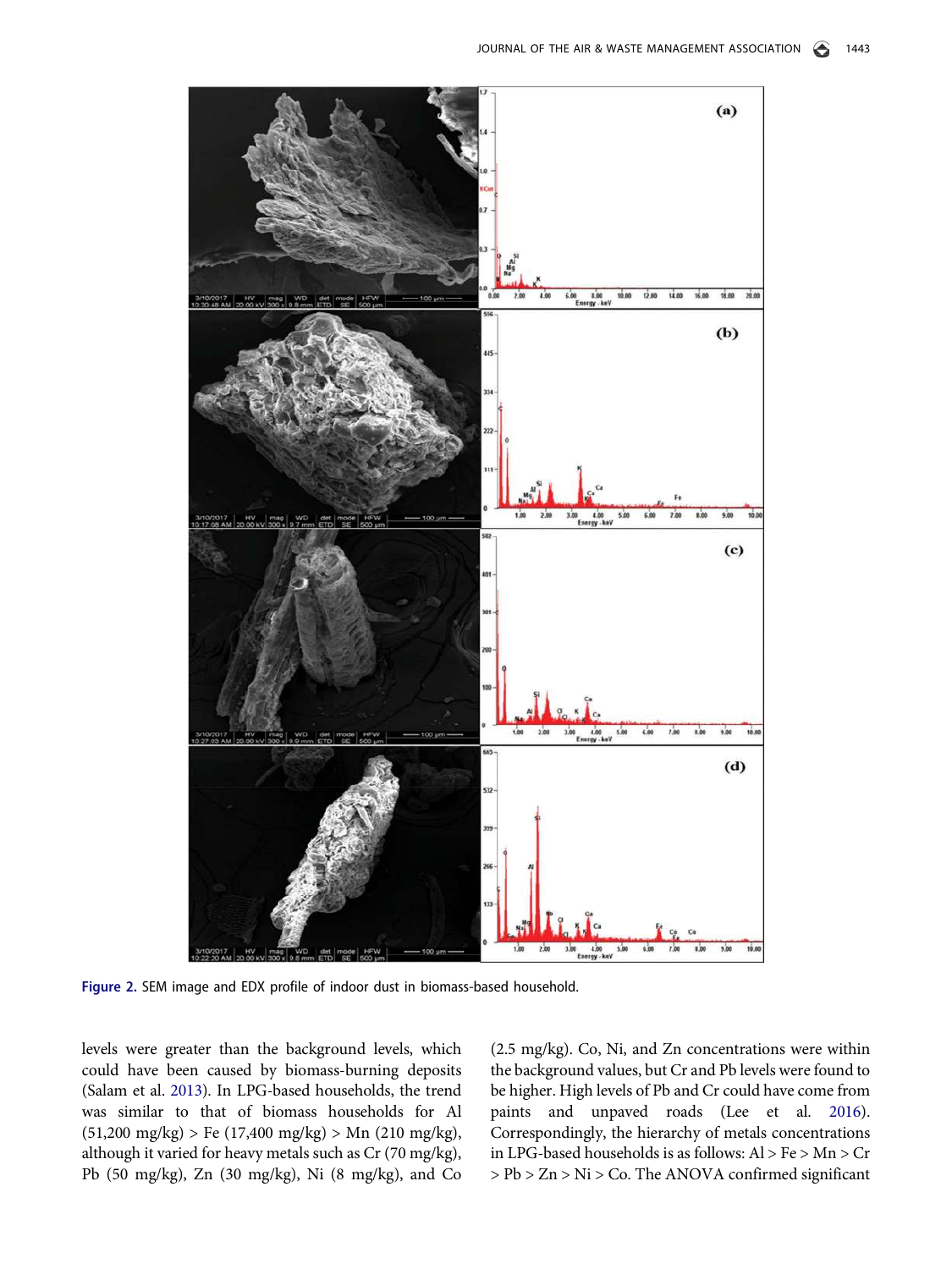Figure 2. SEM image and EDX profile of indoor dust in biomass-based household.

levels were greater than the background levels, which could have been caused by biomass-burning deposits (Salam et al. 2013). In LPG-based households, the trend was similar to that of biomass households for Al (51,200 mg/kg) > Fe (17,400 mg/kg) > Mn (210 mg/kg), although it varied for heavy metals such as Cr (70 mg/kg), Pb (50 mg/kg), Zn (30 mg/kg), Ni (8 mg/kg), and Co (2.5 mg/kg). Co, Ni, and Zn concentrations were within the background values, but Cr and Pb levels were found to be higher. High levels of Pb and Cr could have come from paints and unpaved roads (Lee et al. 2016). Correspondingly, the hierarchy of metals concentrations in LPG-based households is as follows: Al > Fe > Mn > Cr > Pb > Zn > Ni > Co. The ANOVA confirmed significant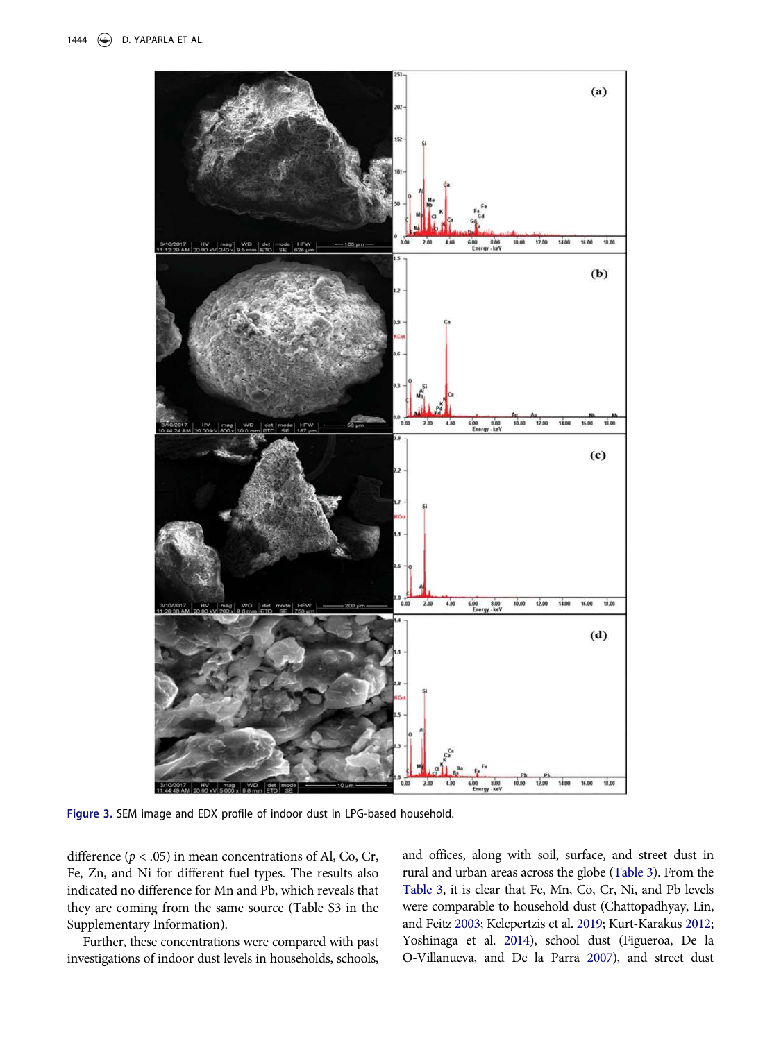Figure 3. SEM image and EDX profile of indoor dust in LPG-based household.

difference ($p < .05$) in mean concentrations of Al, Co, Cr, Fe, Zn, and Ni for different fuel types. The results also indicated no difference for Mn and Pb, which reveals that they are coming from the same source (Table S3 in the Supplementary Information).

Further, these concentrations were compared with past investigations of indoor dust levels in households, schools, and offices, along with soil, surface, and street dust in rural and urban areas across the globe (Table 3). From the Table 3, it is clear that Fe, Mn, Co, Cr, Ni, and Pb levels were comparable to household dust (Chattopadhyay, Lin, and Feitz 2003; Kelepertzis et al. 2019; Kurt-Karakus 2012; Yoshinaga et al. 2014), school dust (Figueroa, De la O-Villanueva, and De la Parra 2007), and street dust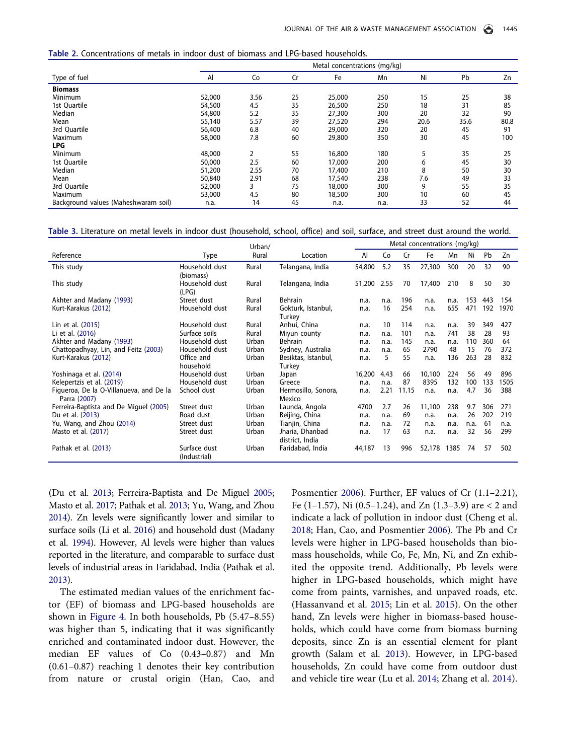**Table 2.** Concentrations of metals in indoor dust of biomass and LPG-based households.

| Type of fuel | Metal concentrations (mg/kg) | | | | | | | |
|---|---|---|---|---|---|---|---|---|
| | Al | Co | Cr | Fe | Mn | Ni | Pb | Zn |
| **Biomass** | | | | | | | | |
| Minimum | 52,000 | 3.56 | 25 | 25,000 | 250 | 15 | 25 | 38 |
| 1st Quartile | 54,500 | 4.5 | 35 | 26,500 | 250 | 18 | 31 | 85 |
| Median | 54,800 | 5.2 | 35 | 27,300 | 300 | 20 | 32 | 90 |
| Mean | 55,140 | 5.57 | 39 | 27,520 | 294 | 20.6 | 35.6 | 80.8 |
| 3rd Quartile | 56,400 | 6.8 | 40 | 29,000 | 320 | 20 | 45 | 91 |
| Maximum | 58,000 | 7.8 | 60 | 29,800 | 350 | 30 | 45 | 100 |
| **LPG** | | | | | | | | |
| Minimum | 48,000 | 2 | 55 | 16,800 | 180 | 5 | 35 | 25 |
| 1st Quartile | 50,000 | 2.5 | 60 | 17,000 | 200 | 6 | 45 | 30 |
| Median | 51,200 | 2.55 | 70 | 17,400 | 210 | 8 | 50 | 30 |
| Mean | 50,840 | 2.91 | 68 | 17,540 | 238 | 7.6 | 49 | 33 |
| 3rd Quartile | 52,000 | 3 | 75 | 18,000 | 300 | 9 | 55 | 35 |
| Maximum | 53,000 | 4.5 | 80 | 18,500 | 300 | 10 | 60 | 45 |
| Background values (Maheshwaram soil) | n.a. | 14 | 45 | n.a. | n.a. | 33 | 52 | 44 |

**Table 3.** Literature on metal levels in indoor dust (household, school, office) and soil, surface, and street dust around the world.

| Reference | Type | Urban/ Rural | Location | Metal concentrations (mg/kg) | | | | | | | |
|---|---|---|---|---|---|---|---|---|---|---|---|
| | | | | Al | Co | Cr | Fe | Mn | Ni | Pb | Zn |
| This study | Household dust (biomass) | Rural | Telangana, India | 54,800 | 5.2 | 35 | 27,300 | 300 | 20 | 32 | 90 |
| This study | Household dust (LPG) | Rural | Telangana, India | 51,200 | 2.55 | 70 | 17,400 | 210 | 8 | 50 | 30 |
| Akhter and Madany (1993) | Street dust | Rural | Behrain | n.a. | n.a. | 196 | n.a. | n.a. | 153 | 443 | 154 |
| Kurt-Karakus (2012) | Household dust | Rural | Gokturk, Istanbul, Turkey | n.a. | 16 | 254 | n.a. | 655 | 471 | 192 | 1970 |
| Lin et al. (2015) | Household dust | Rural | Anhui, China | n.a. | 10 | 114 | n.a. | n.a. | 39 | 349 | 427 |
| Li et al. (2016) | Surface soils | Rural | Miyun county | n.a. | n.a. | 101 | n.a. | 741 | 38 | 28 | 93 |
| Akhter and Madany (1993) | Household dust | Urban | Behrain | n.a. | n.a. | 145 | n.a. | n.a. | 110 | 360 | 64 |
| Chattopadhyay, Lin, and Feitz (2003) | Household dust | Urban | Sydney, Australia | n.a. | n.a. | 65 | 2790 | 48 | 15 | 76 | 372 |
| Kurt-Karakus (2012) | Office and household | Urban | Besiktas, Istanbul, Turkey | n.a. | 5 | 55 | n.a. | 136 | 263 | 28 | 832 |
| Yoshinaga et al. (2014) | Household dust | Urban | Japan | 16,200 | 4.43 | 66 | 10,100 | 224 | 56 | 49 | 896 |
| Kelepertzis et al. (2019) | Household dust | Urban | Greece | n.a. | n.a. | 87 | 8395 | 132 | 100 | 133 | 1505 |
| Figueroa, De la O-Villanueva, and De la Parra (2007) | School dust | Urban | Hermosillo, Sonora, Mexico | n.a. | 2.21 | 11.15 | n.a. | n.a. | 4.7 | 36 | 388 |
| Ferreira-Baptista and De Miguel (2005) | Street dust | Urban | Launda, Angola | 4700 | 2.7 | 26 | 11,100 | 238 | 9.7 | 306 | 271 |
| Du et al. (2013) | Road dust | Urban | Beijing, China | n.a. | n.a. | 69 | n.a. | n.a. | 26 | 202 | 219 |
| Yu, Wang, and Zhou (2014) | Street dust | Urban | Tianjin, China | n.a. | n.a. | 72 | n.a. | n.a. | n.a. | 61 | n.a. |
| Masto et al. (2017) | Street dust | Urban | Jharia, Dhanbad district, India | n.a. | 17 | 63 | n.a. | n.a. | 32 | 56 | 299 |
| Pathak et al. (2013) | Surface dust (Industrial) | Urban | Faridabad, India | 44,187 | 13 | 996 | 52,178 | 1385 | 74 | 57 | 502 |

(Du et al. 2013; Ferreira-Baptista and De Miguel 2005; Masto et al. 2017; Pathak et al. 2013; Yu, Wang, and Zhou 2014). Zn levels were significantly lower and similar to surface soils (Li et al. 2016) and household dust (Madany et al. 1994). However, Al levels were higher than values reported in the literature, and comparable to surface dust levels of industrial areas in Faridabad, India (Pathak et al. 2013).

The estimated median values of the enrichment factor (EF) of biomass and LPG-based households are shown in Figure 4. In both households, Pb (5.47–8.55) was higher than 5, indicating that it was significantly enriched and contaminated indoor dust. However, the median EF values of Co (0.43–0.87) and Mn (0.61–0.87) reaching 1 denotes their key contribution from nature or crustal origin (Han, Cao, and Posmentier 2006). Further, EF values of Cr (1.1–2.21), Fe (1–1.57), Ni (0.5–1.24), and Zn (1.3–3.9) are < 2 and indicate a lack of pollution in indoor dust (Cheng et al. 2018; Han, Cao, and Posmentier 2006). The Pb and Cr levels were higher in LPG-based households than biomass households, while Co, Fe, Mn, Ni, and Zn exhibited the opposite trend. Additionally, Pb levels were higher in LPG-based households, which might have come from paints, varnishes, and unpaved roads, etc. (Hassanvand et al. 2015; Lin et al. 2015). On the other hand, Zn levels were higher in biomass-based households, which could have come from biomass burning deposits, since Zn is an essential element for plant growth (Salam et al. 2013). However, in LPG-based households, Zn could have come from outdoor dust and vehicle tire wear (Lu et al. 2014; Zhang et al. 2014).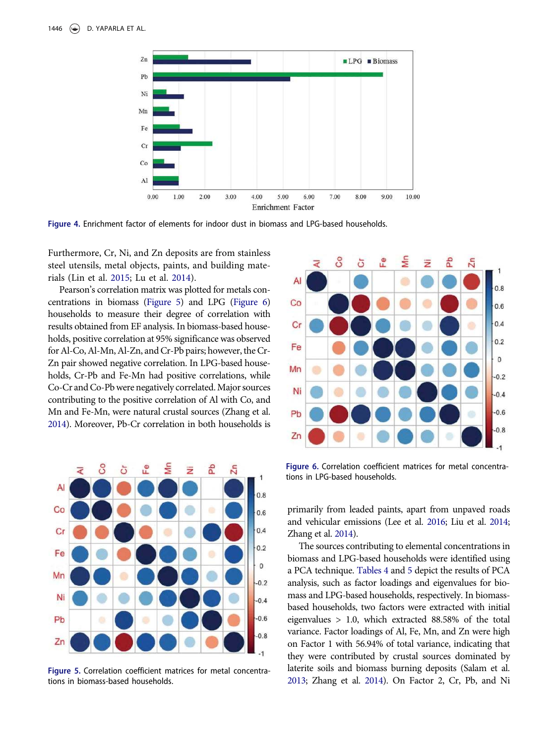Figure 4. Enrichment factor of elements for indoor dust in biomass and LPG-based households.

Furthermore, Cr, Ni, and Zn deposits are from stainless steel utensils, metal objects, paints, and building materials (Lin et al. 2015; Lu et al. 2014).

Pearson's correlation matrix was plotted for metals concentrations in biomass (Figure 5) and LPG (Figure 6) households to measure their degree of correlation with results obtained from EF analysis. In biomass-based households, positive correlation at 95% significance was observed for Al-Co, Al-Mn, Al-Zn, and Cr-Pb pairs; however, the Cr-Zn pair showed negative correlation. In LPG-based households, Cr-Pb and Fe-Mn had positive correlations, while Co-Cr and Co-Pb were negatively correlated. Major sources contributing to the positive correlation of Al with Co, and Mn and Fe-Mn, were natural crustal sources (Zhang et al. 2014). Moreover, Pb-Cr correlation in both households is primarily from leaded paints, apart from unpaved roads and vehicular emissions (Lee et al. 2016; Liu et al. 2014; Zhang et al. 2014).

Figure 5. Correlation coefficient matrices for metal concentrations in biomass-based households.

Figure 6. Correlation coefficient matrices for metal concentrations in LPG-based households.

The sources contributing to elemental concentrations in biomass and LPG-based households were identified using a PCA technique. Tables 4 and 5 depict the results of PCA analysis, such as factor loadings and eigenvalues for biomass and LPG-based households, respectively. In biomass-based households, two factors were extracted with initial eigenvalues > 1.0, which extracted 88.58% of the total variance. Factor loadings of Al, Fe, Mn, and Zn were high on Factor 1 with 56.94% of total variance, indicating that they were contributed by crustal sources dominated by laterite soils and biomass burning deposits (Salam et al. 2013; Zhang et al. 2014). On Factor 2, Cr, Pb, and Ni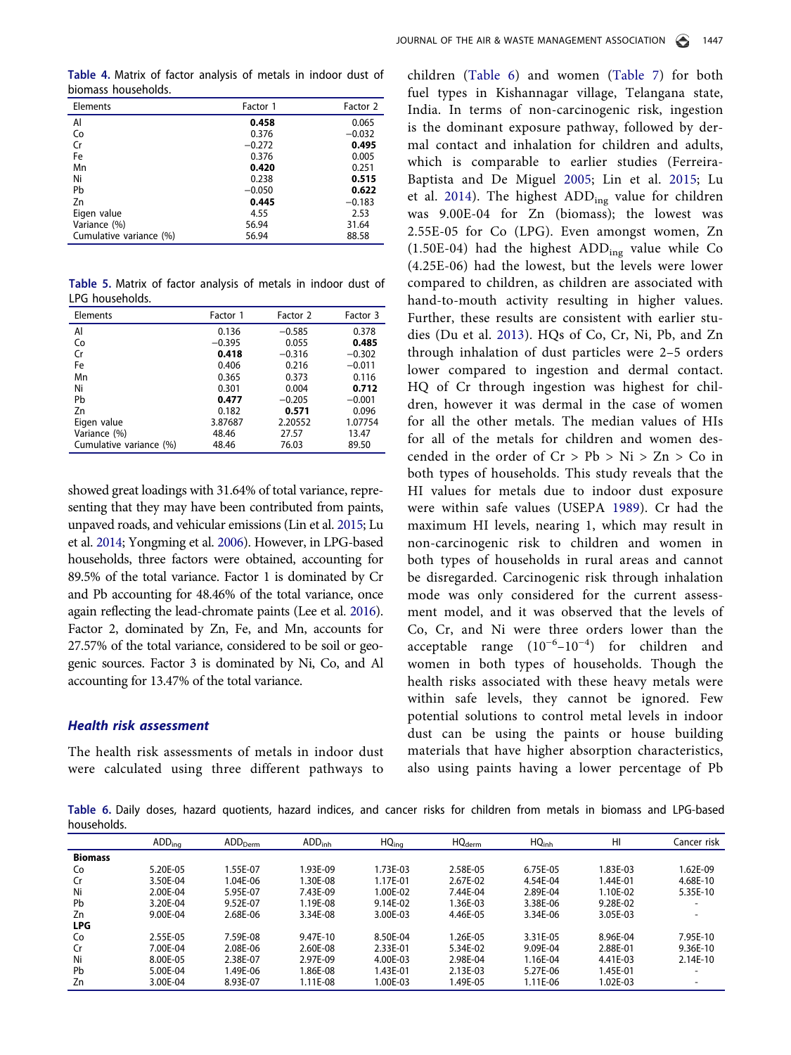**Table 4.** Matrix of factor analysis of metals in indoor dust of biomass households.

| Elements | Factor 1 | Factor 2 |
|---|---|---|
| Al | **0.458** | 0.065 |
| Co | 0.376 | −0.032 |
| Cr | −0.272 | **0.495** |
| Fe | 0.376 | 0.005 |
| Mn | **0.420** | 0.251 |
| Ni | 0.238 | **0.515** |
| Pb | −0.050 | **0.622** |
| Zn | **0.445** | −0.183 |
| Eigen value | 4.55 | 2.53 |
| Variance (%) | 56.94 | 31.64 |
| Cumulative variance (%) | 56.94 | 88.58 |

**Table 5.** Matrix of factor analysis of metals in indoor dust of LPG households.

| Elements | Factor 1 | Factor 2 | Factor 3 |
|---|---|---|---|
| Al | 0.136 | −0.585 | 0.378 |
| Co | −0.395 | 0.055 | **0.485** |
| Cr | **0.418** | −0.316 | −0.302 |
| Fe | 0.406 | 0.216 | −0.011 |
| Mn | 0.365 | 0.373 | 0.116 |
| Ni | 0.301 | 0.004 | **0.712** |
| Pb | **0.477** | −0.205 | −0.001 |
| Zn | 0.182 | **0.571** | 0.096 |
| Eigen value | 3.87687 | 2.20552 | 1.07754 |
| Variance (%) | 48.46 | 27.57 | 13.47 |
| Cumulative variance (%) | 48.46 | 76.03 | 89.50 |

showed great loadings with 31.64% of total variance, representing that they may have been contributed from paints, unpaved roads, and vehicular emissions (Lin et al. 2015; Lu et al. 2014; Yongming et al. 2006). However, in LPG-based households, three factors were obtained, accounting for 89.5% of the total variance. Factor 1 is dominated by Cr and Pb accounting for 48.46% of the total variance, once again reflecting the lead-chromate paints (Lee et al. 2016). Factor 2, dominated by Zn, Fe, and Mn, accounts for 27.57% of the total variance, considered to be soil or geogenic sources. Factor 3 is dominated by Ni, Co, and Al accounting for 13.47% of the total variance.

### Health risk assessment

The health risk assessments of metals in indoor dust were calculated using three different pathways to children (Table 6) and women (Table 7) for both fuel types in Kishannagar village, Telangana state, India. In terms of non-carcinogenic risk, ingestion is the dominant exposure pathway, followed by dermal contact and inhalation for children and adults, which is comparable to earlier studies (Ferreira-Baptista and De Miguel 2005; Lin et al. 2015; Lu et al. 2014). The highest $ADD_{ing}$ value for children was 9.00E-04 for Zn (biomass); the lowest was 2.55E-05 for Co (LPG). Even amongst women, Zn (1.50E-04) had the highest $ADD_{ing}$ value while Co (4.25E-06) had the lowest, but the levels were lower compared to children, as children are associated with hand-to-mouth activity resulting in higher values. Further, these results are consistent with earlier studies (Du et al. 2013). HQs of Co, Cr, Ni, Pb, and Zn through inhalation of dust particles were 2–5 orders lower compared to ingestion and dermal contact. HQ of Cr through ingestion was highest for children, however it was dermal in the case of women for all the other metals. The median values of HIs for all the metals for children and women descended in the order of Cr > Pb > Ni > Zn > Co in both types of households. This study reveals that the HI values for metals due to indoor dust exposure were within safe values (USEPA 1989). Cr had the maximum HI levels, nearing 1, which may result in non-carcinogenic risk to children and women in both types of households in rural areas and cannot be disregarded. Carcinogenic risk through inhalation mode was only considered for the current assessment model, and it was observed that the levels of Co, Cr, and Ni were three orders lower than the acceptable range ($10^{-6}$–$10^{-4}$) for children and women in both types of households. Though the health risks associated with these heavy metals were within safe levels, they cannot be ignored. Few potential solutions to control metal levels in indoor dust can be using the paints or house building materials that have higher absorption characteristics, also using paints having a lower percentage of Pb

**Table 6.** Daily doses, hazard quotients, hazard indices, and cancer risks for children from metals in biomass and LPG-based households.

| | $ADD_{ing}$ | $ADD_{Derm}$ | $ADD_{inh}$ | $HQ_{ing}$ | $HQ_{derm}$ | $HQ_{inh}$ | HI | Cancer risk |
|---|---|---|---|---|---|---|---|---|
| **Biomass** | | | | | | | | |
| Co | 5.20E-05 | 1.55E-07 | 1.93E-09 | 1.73E-03 | 2.58E-05 | 6.75E-05 | 1.83E-03 | 1.62E-09 |
| Cr | 3.50E-04 | 1.04E-06 | 1.30E-08 | 1.17E-01 | 2.67E-02 | 4.54E-04 | 1.44E-01 | 4.68E-10 |
| Ni | 2.00E-04 | 5.95E-07 | 7.43E-09 | 1.00E-02 | 7.44E-04 | 2.89E-04 | 1.10E-02 | 5.35E-10 |
| Pb | 3.20E-04 | 9.52E-07 | 1.19E-08 | 9.14E-02 | 1.36E-03 | 3.38E-06 | 9.28E-02 | - |
| Zn | 9.00E-04 | 2.68E-06 | 3.34E-08 | 3.00E-03 | 4.46E-05 | 3.34E-06 | 3.05E-03 | - |
| **LPG** | | | | | | | | |
| Co | 2.55E-05 | 7.59E-08 | 9.47E-10 | 8.50E-04 | 1.26E-05 | 3.31E-05 | 8.96E-04 | 7.95E-10 |
| Cr | 7.00E-04 | 2.08E-06 | 2.60E-08 | 2.33E-01 | 5.34E-02 | 9.09E-04 | 2.88E-01 | 9.36E-10 |
| Ni | 8.00E-05 | 2.38E-07 | 2.97E-09 | 4.00E-03 | 2.98E-04 | 1.16E-04 | 4.41E-03 | 2.14E-10 |
| Pb | 5.00E-04 | 1.49E-06 | 1.86E-08 | 1.43E-01 | 2.13E-03 | 5.27E-06 | 1.45E-01 | - |
| Zn | 3.00E-04 | 8.93E-07 | 1.11E-08 | 1.00E-03 | 1.49E-05 | 1.11E-06 | 1.02E-03 | - |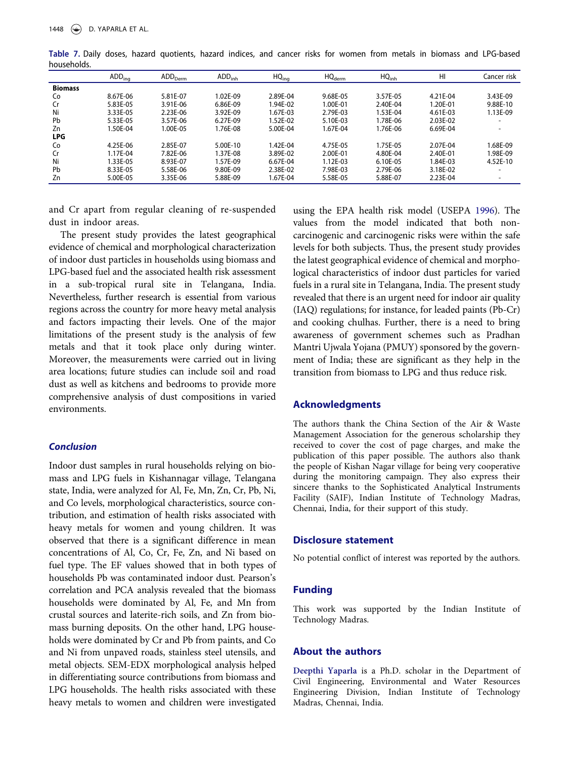**Table 7.** Daily doses, hazard quotients, hazard indices, and cancer risks for women from metals in biomass and LPG-based households.

| | $ADD_{ing}$ | $ADD_{Derm}$ | $ADD_{inh}$ | $HQ_{ing}$ | $HQ_{derm}$ | $HQ_{inh}$ | HI | Cancer risk |
|---|---|---|---|---|---|---|---|---|
| **Biomass** | | | | | | | | |
| Co | 8.67E-06 | 5.81E-07 | 1.02E-09 | 2.89E-04 | 9.68E-05 | 3.57E-05 | 4.21E-04 | 3.43E-09 |
| Cr | 5.83E-05 | 3.91E-06 | 6.86E-09 | 1.94E-02 | 1.00E-01 | 2.40E-04 | 1.20E-01 | 9.88E-10 |
| Ni | 3.33E-05 | 2.23E-06 | 3.92E-09 | 1.67E-03 | 2.79E-03 | 1.53E-04 | 4.61E-03 | 1.13E-09 |
| Pb | 5.33E-05 | 3.57E-06 | 6.27E-09 | 1.52E-02 | 5.10E-03 | 1.78E-06 | 2.03E-02 | - |
| Zn | 1.50E-04 | 1.00E-05 | 1.76E-08 | 5.00E-04 | 1.67E-04 | 1.76E-06 | 6.69E-04 | - |
| **LPG** | | | | | | | | |
| Co | 4.25E-06 | 2.85E-07 | 5.00E-10 | 1.42E-04 | 4.75E-05 | 1.75E-05 | 2.07E-04 | 1.68E-09 |
| Cr | 1.17E-04 | 7.82E-06 | 1.37E-08 | 3.89E-02 | 2.00E-01 | 4.80E-04 | 2.40E-01 | 1.98E-09 |
| Ni | 1.33E-05 | 8.93E-07 | 1.57E-09 | 6.67E-04 | 1.12E-03 | 6.10E-05 | 1.84E-03 | 4.52E-10 |
| Pb | 8.33E-05 | 5.58E-06 | 9.80E-09 | 2.38E-02 | 7.98E-03 | 2.79E-06 | 3.18E-02 | - |
| Zn | 5.00E-05 | 3.35E-06 | 5.88E-09 | 1.67E-04 | 5.58E-05 | 5.88E-07 | 2.23E-04 | - |

and Cr apart from regular cleaning of re-suspended dust in indoor areas.

The present study provides the latest geographical evidence of chemical and morphological characterization of indoor dust particles in households using biomass and LPG-based fuel and the associated health risk assessment in a sub-tropical rural site in Telangana, India. Nevertheless, further research is essential from various regions across the country for more heavy metal analysis and factors impacting their levels. One of the major limitations of the present study is the analysis of few metals and that it took place only during winter. Moreover, the measurements were carried out in living area locations; future studies can include soil and road dust as well as kitchens and bedrooms to provide more comprehensive analysis of dust compositions in varied environments.

## Conclusion

Indoor dust samples in rural households relying on biomass and LPG fuels in Kishannagar village, Telangana state, India, were analyzed for Al, Fe, Mn, Zn, Cr, Pb, Ni, and Co levels, morphological characteristics, source contribution, and estimation of health risks associated with heavy metals for women and young children. It was observed that there is a significant difference in mean concentrations of Al, Co, Cr, Fe, Zn, and Ni based on fuel type. The EF values showed that in both types of households Pb was contaminated indoor dust. Pearson's correlation and PCA analysis revealed that the biomass households were dominated by Al, Fe, and Mn from crustal sources and laterite-rich soils, and Zn from biomass burning deposits. On the other hand, LPG households were dominated by Cr and Pb from paints, and Co and Ni from unpaved roads, stainless steel utensils, and metal objects. SEM-EDX morphological analysis helped in differentiating source contributions from biomass and LPG households. The health risks associated with these heavy metals to women and children were investigated using the EPA health risk model (USEPA 1996). The values from the model indicated that both non-carcinogenic and carcinogenic risks were within the safe levels for both subjects. Thus, the present study provides the latest geographical evidence of chemical and morphological characteristics of indoor dust particles for varied fuels in a rural site in Telangana, India. The present study revealed that there is an urgent need for indoor air quality (IAQ) regulations; for instance, for leaded paints (Pb-Cr) and cooking chulhas. Further, there is a need to bring awareness of government schemes such as Pradhan Mantri Ujwala Yojana (PMUY) sponsored by the government of India; these are significant as they help in the transition from biomass to LPG and thus reduce risk.

## Acknowledgments

The authors thank the China Section of the Air & Waste Management Association for the generous scholarship they received to cover the cost of page charges, and make the publication of this paper possible. The authors also thank the people of Kishan Nagar village for being very cooperative during the monitoring campaign. They also express their sincere thanks to the Sophisticated Analytical Instruments Facility (SAIF), Indian Institute of Technology Madras, Chennai, India, for their support of this study.

## Disclosure statement

No potential conflict of interest was reported by the authors.

## Funding

This work was supported by the Indian Institute of Technology Madras.

## About the authors

**Deepthi Yaparla** is a Ph.D. scholar in the Department of Civil Engineering, Environmental and Water Resources Engineering Division, Indian Institute of Technology Madras, Chennai, India.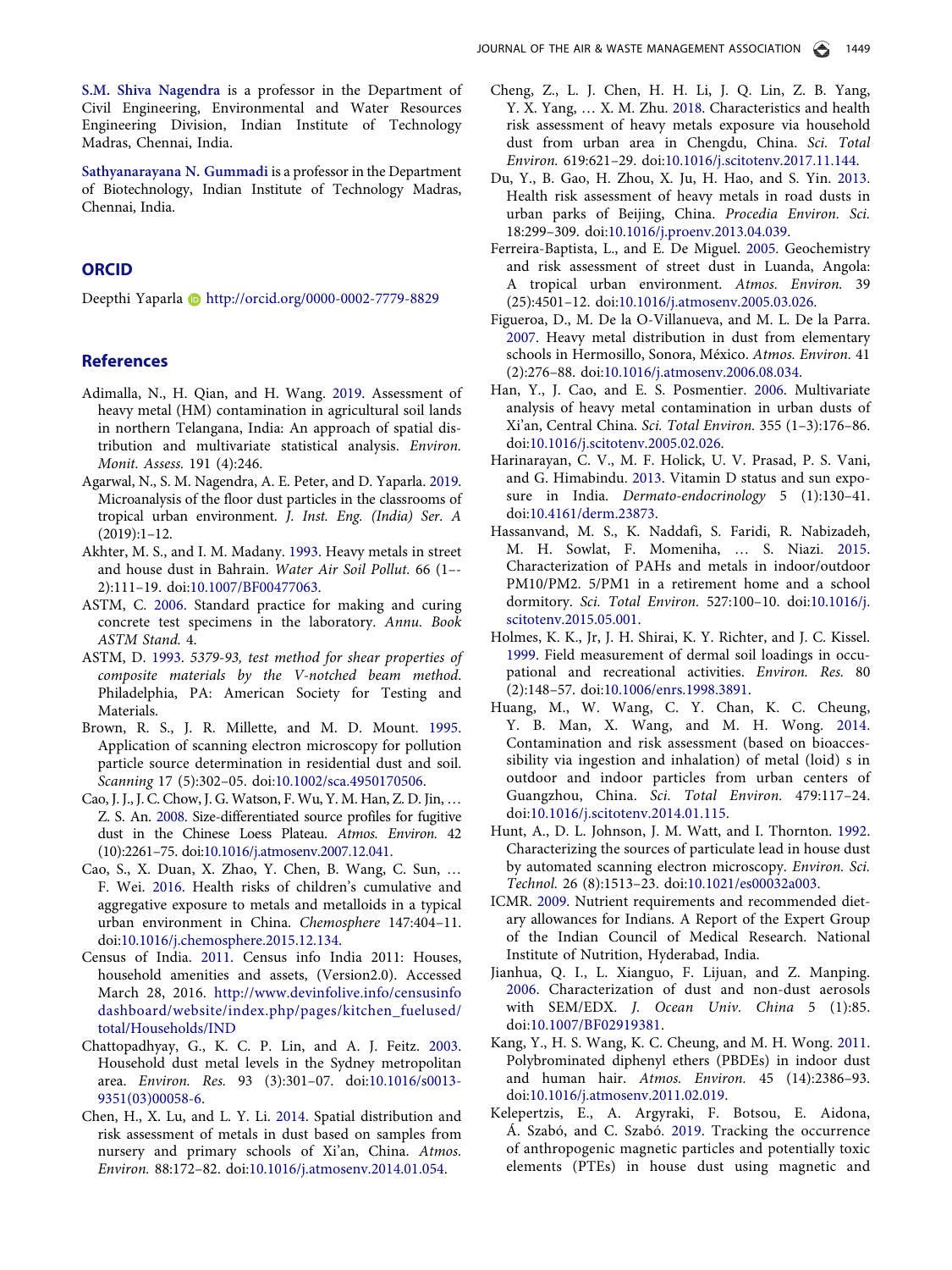**S.M. Shiva Nagendra** is a professor in the Department of Civil Engineering, Environmental and Water Resources Engineering Division, Indian Institute of Technology Madras, Chennai, India.

**Sathyanarayana N. Gummadi** is a professor in the Department of Biotechnology, Indian Institute of Technology Madras, Chennai, India.

## ORCID

Deepthi Yaparla http://orcid.org/0000-0002-7779-8829

## References

Adimalla, N., H. Qian, and H. Wang. 2019. Assessment of heavy metal (HM) contamination in agricultural soil lands in northern Telangana, India: An approach of spatial distribution and multivariate statistical analysis. *Environ. Monit. Assess.* 191 (4):246.

Agarwal, N., S. M. Nagendra, A. E. Peter, and D. Yaparla. 2019. Microanalysis of the floor dust particles in the classrooms of tropical urban environment. *J. Inst. Eng. (India) Ser. A* (2019):1–12.

Akhter, M. S., and I. M. Madany. 1993. Heavy metals in street and house dust in Bahrain. *Water Air Soil Pollut.* 66 (1–2):111–19. doi:10.1007/BF00477063.

ASTM, C. 2006. Standard practice for making and curing concrete test specimens in the laboratory. *Annu. Book ASTM Stand.* 4.

ASTM, D. 1993. *5379-93, test method for shear properties of composite materials by the V-notched beam method.* Philadelphia, PA: American Society for Testing and Materials.

Brown, R. S., J. R. Millette, and M. D. Mount. 1995. Application of scanning electron microscopy for pollution particle source determination in residential dust and soil. *Scanning* 17 (5):302–05. doi:10.1002/sca.4950170506.

Cao, J. J., J. C. Chow, J. G. Watson, F. Wu, Y. M. Han, Z. D. Jin, … Z. S. An. 2008. Size-differentiated source profiles for fugitive dust in the Chinese Loess Plateau. *Atmos. Environ.* 42 (10):2261–75. doi:10.1016/j.atmosenv.2007.12.041.

Cao, S., X. Duan, X. Zhao, Y. Chen, B. Wang, C. Sun, … F. Wei. 2016. Health risks of children's cumulative and aggregative exposure to metals and metalloids in a typical urban environment in China. *Chemosphere* 147:404–11. doi:10.1016/j.chemosphere.2015.12.134.

Census of India. 2011. Census info India 2011: Houses, household amenities and assets, (Version2.0). Accessed March 28, 2016. http://www.devinfolive.info/censusinfodashboard/website/index.php/pages/kitchen_fuelused/total/Households/IND

Chattopadhyay, G., K. C. P. Lin, and A. J. Feitz. 2003. Household dust metal levels in the Sydney metropolitan area. *Environ. Res.* 93 (3):301–07. doi:10.1016/s0013-9351(03)00058-6.

Chen, H., X. Lu, and L. Y. Li. 2014. Spatial distribution and risk assessment of metals in dust based on samples from nursery and primary schools of Xi'an, China. *Atmos. Environ.* 88:172–82. doi:10.1016/j.atmosenv.2014.01.054.

Cheng, Z., L. J. Chen, H. H. Li, J. Q. Lin, Z. B. Yang, Y. X. Yang, … X. M. Zhu. 2018. Characteristics and health risk assessment of heavy metals exposure via household dust from urban area in Chengdu, China. *Sci. Total Environ.* 619:621–29. doi:10.1016/j.scitotenv.2017.11.144.

Du, Y., B. Gao, H. Zhou, X. Ju, H. Hao, and S. Yin. 2013. Health risk assessment of heavy metals in road dusts in urban parks of Beijing, China. *Procedia Environ. Sci.* 18:299–309. doi:10.1016/j.proenv.2013.04.039.

Ferreira-Baptista, L., and E. De Miguel. 2005. Geochemistry and risk assessment of street dust in Luanda, Angola: A tropical urban environment. *Atmos. Environ.* 39 (25):4501–12. doi:10.1016/j.atmosenv.2005.03.026.

Figueroa, D., M. De la O-Villanueva, and M. L. De la Parra. 2007. Heavy metal distribution in dust from elementary schools in Hermosillo, Sonora, México. *Atmos. Environ.* 41 (2):276–88. doi:10.1016/j.atmosenv.2006.08.034.

Han, Y., J. Cao, and E. S. Posmentier. 2006. Multivariate analysis of heavy metal contamination in urban dusts of Xi'an, Central China. *Sci. Total Environ.* 355 (1–3):176–86. doi:10.1016/j.scitotenv.2005.02.026.

Harinarayan, C. V., M. F. Holick, U. V. Prasad, P. S. Vani, and G. Himabindu. 2013. Vitamin D status and sun exposure in India. *Dermato-endocrinology* 5 (1):130–41. doi:10.4161/derm.23873.

Hassanvand, M. S., K. Naddafi, S. Faridi, R. Nabizadeh, M. H. Sowlat, F. Momeniha, … S. Niazi. 2015. Characterization of PAHs and metals in indoor/outdoor PM10/PM2. 5/PM1 in a retirement home and a school dormitory. *Sci. Total Environ.* 527:100–10. doi:10.1016/j.scitotenv.2015.05.001.

Holmes, K. K., Jr, J. H. Shirai, K. Y. Richter, and J. C. Kissel. 1999. Field measurement of dermal soil loadings in occupational and recreational activities. *Environ. Res.* 80 (2):148–57. doi:10.1006/enrs.1998.3891.

Huang, M., W. Wang, C. Y. Chan, K. C. Cheung, Y. B. Man, X. Wang, and M. H. Wong. 2014. Contamination and risk assessment (based on bioaccessibility via ingestion and inhalation) of metal (loid) s in outdoor and indoor particles from urban centers of Guangzhou, China. *Sci. Total Environ.* 479:117–24. doi:10.1016/j.scitotenv.2014.01.115.

Hunt, A., D. L. Johnson, J. M. Watt, and I. Thornton. 1992. Characterizing the sources of particulate lead in house dust by automated scanning electron microscopy. *Environ. Sci. Technol.* 26 (8):1513–23. doi:10.1021/es00032a003.

ICMR. 2009. Nutrient requirements and recommended dietary allowances for Indians. A Report of the Expert Group of the Indian Council of Medical Research. National Institute of Nutrition, Hyderabad, India.

Jianhua, Q. I., L. Xianguo, F. Lijuan, and Z. Manping. 2006. Characterization of dust and non-dust aerosols with SEM/EDX. *J. Ocean Univ. China* 5 (1):85. doi:10.1007/BF02919381.

Kang, Y., H. S. Wang, K. C. Cheung, and M. H. Wong. 2011. Polybrominated diphenyl ethers (PBDEs) in indoor dust and human hair. *Atmos. Environ.* 45 (14):2386–93. doi:10.1016/j.atmosenv.2011.02.019.

Kelepertzis, E., A. Argyraki, F. Botsou, E. Aidona, Á. Szabó, and C. Szabó. 2019. Tracking the occurrence of anthropogenic magnetic particles and potentially toxic elements (PTEs) in house dust using magnetic and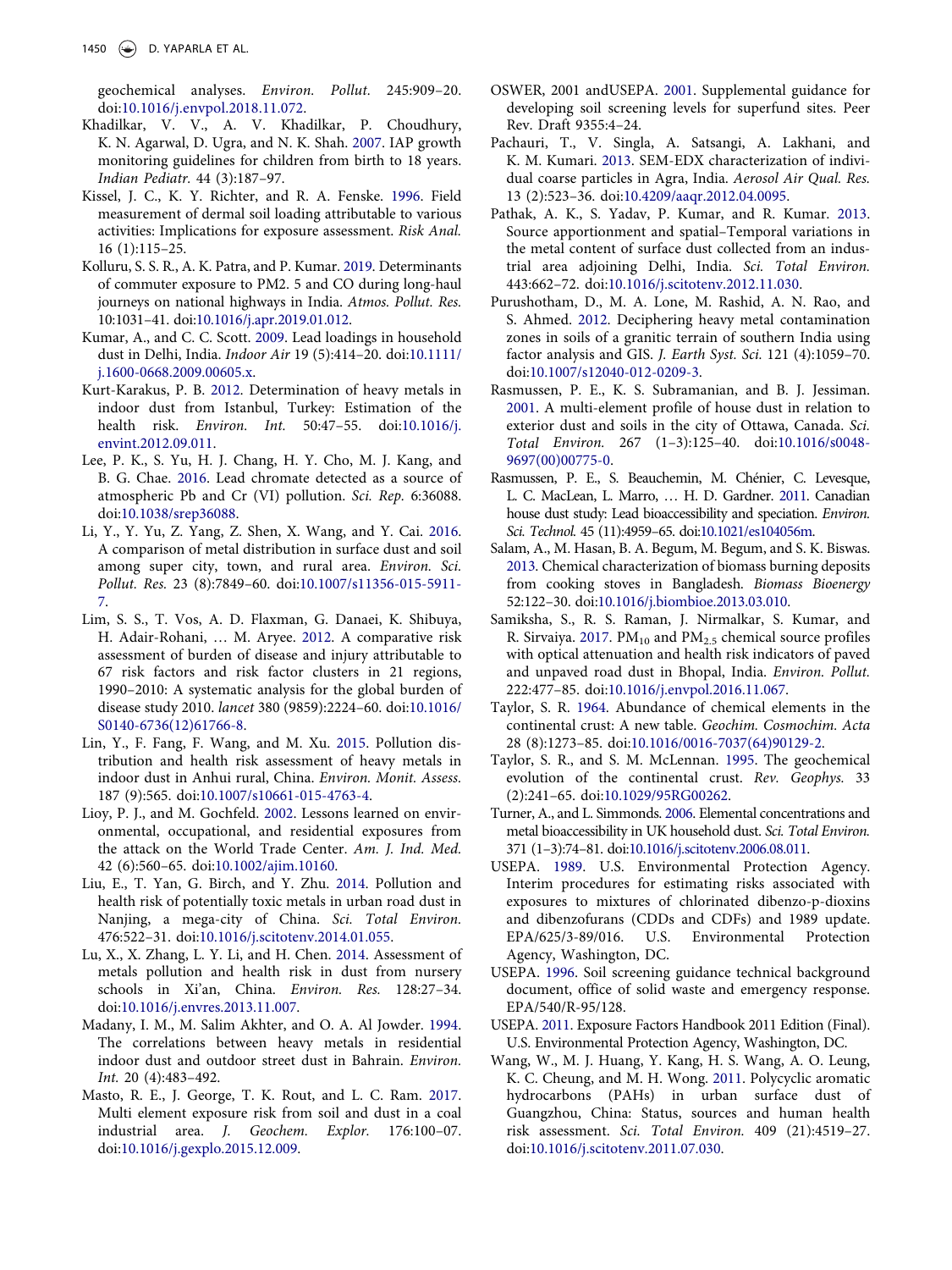geochemical analyses. *Environ. Pollut.* 245:909–20. doi:10.1016/j.envpol.2018.11.072.

Khadilkar, V. V., A. V. Khadilkar, P. Choudhury, K. N. Agarwal, D. Ugra, and N. K. Shah. 2007. IAP growth monitoring guidelines for children from birth to 18 years. *Indian Pediatr.* 44 (3):187–97.

Kissel, J. C., K. Y. Richter, and R. A. Fenske. 1996. Field measurement of dermal soil loading attributable to various activities: Implications for exposure assessment. *Risk Anal.* 16 (1):115–25.

Kolluru, S. S. R., A. K. Patra, and P. Kumar. 2019. Determinants of commuter exposure to PM2. 5 and CO during long-haul journeys on national highways in India. *Atmos. Pollut. Res.* 10:1031–41. doi:10.1016/j.apr.2019.01.012.

Kumar, A., and C. C. Scott. 2009. Lead loadings in household dust in Delhi, India. *Indoor Air* 19 (5):414–20. doi:10.1111/j.1600-0668.2009.00605.x.

Kurt-Karakus, P. B. 2012. Determination of heavy metals in indoor dust from Istanbul, Turkey: Estimation of the health risk. *Environ. Int.* 50:47–55. doi:10.1016/j.envint.2012.09.011.

Lee, P. K., S. Yu, H. J. Chang, H. Y. Cho, M. J. Kang, and B. G. Chae. 2016. Lead chromate detected as a source of atmospheric Pb and Cr (VI) pollution. *Sci. Rep.* 6:36088. doi:10.1038/srep36088.

Li, Y., Y. Yu, Z. Yang, Z. Shen, X. Wang, and Y. Cai. 2016. A comparison of metal distribution in surface dust and soil among super city, town, and rural area. *Environ. Sci. Pollut. Res.* 23 (8):7849–60. doi:10.1007/s11356-015-5911-7.

Lim, S. S., T. Vos, A. D. Flaxman, G. Danaei, K. Shibuya, H. Adair-Rohani, … M. Aryee. 2012. A comparative risk assessment of burden of disease and injury attributable to 67 risk factors and risk factor clusters in 21 regions, 1990–2010: A systematic analysis for the global burden of disease study 2010. *lancet* 380 (9859):2224–60. doi:10.1016/S0140-6736(12)61766-8.

Lin, Y., F. Fang, F. Wang, and M. Xu. 2015. Pollution distribution and health risk assessment of heavy metals in indoor dust in Anhui rural, China. *Environ. Monit. Assess.* 187 (9):565. doi:10.1007/s10661-015-4763-4.

Lioy, P. J., and M. Gochfeld. 2002. Lessons learned on environmental, occupational, and residential exposures from the attack on the World Trade Center. *Am. J. Ind. Med.* 42 (6):560–65. doi:10.1002/ajim.10160.

Liu, E., T. Yan, G. Birch, and Y. Zhu. 2014. Pollution and health risk of potentially toxic metals in urban road dust in Nanjing, a mega-city of China. *Sci. Total Environ.* 476:522–31. doi:10.1016/j.scitotenv.2014.01.055.

Lu, X., X. Zhang, L. Y. Li, and H. Chen. 2014. Assessment of metals pollution and health risk in dust from nursery schools in Xi'an, China. *Environ. Res.* 128:27–34. doi:10.1016/j.envres.2013.11.007.

Madany, I. M., M. Salim Akhter, and O. A. Al Jowder. 1994. The correlations between heavy metals in residential indoor dust and outdoor street dust in Bahrain. *Environ. Int.* 20 (4):483–492.

Masto, R. E., J. George, T. K. Rout, and L. C. Ram. 2017. Multi element exposure risk from soil and dust in a coal industrial area. *J. Geochem. Explor.* 176:100–07. doi:10.1016/j.gexplo.2015.12.009.

OSWER, 2001 andUSEPA. 2001. Supplemental guidance for developing soil screening levels for superfund sites. Peer Rev. Draft 9355:4–24.

Pachauri, T., V. Singla, A. Satsangi, A. Lakhani, and K. M. Kumari. 2013. SEM-EDX characterization of individual coarse particles in Agra, India. *Aerosol Air Qual. Res.* 13 (2):523–36. doi:10.4209/aaqr.2012.04.0095.

Pathak, A. K., S. Yadav, P. Kumar, and R. Kumar. 2013. Source apportionment and spatial–Temporal variations in the metal content of surface dust collected from an industrial area adjoining Delhi, India. *Sci. Total Environ.* 443:662–72. doi:10.1016/j.scitotenv.2012.11.030.

Purushotham, D., M. A. Lone, M. Rashid, A. N. Rao, and S. Ahmed. 2012. Deciphering heavy metal contamination zones in soils of a granitic terrain of southern India using factor analysis and GIS. *J. Earth Syst. Sci.* 121 (4):1059–70. doi:10.1007/s12040-012-0209-3.

Rasmussen, P. E., K. S. Subramanian, and B. J. Jessiman. 2001. A multi-element profile of house dust in relation to exterior dust and soils in the city of Ottawa, Canada. *Sci. Total Environ.* 267 (1–3):125–40. doi:10.1016/s0048-9697(00)00775-0.

Rasmussen, P. E., S. Beauchemin, M. Chénier, C. Levesque, L. C. MacLean, L. Marro, … H. D. Gardner. 2011. Canadian house dust study: Lead bioaccessibility and speciation. *Environ. Sci. Technol.* 45 (11):4959–65. doi:10.1021/es104056m.

Salam, A., M. Hasan, B. A. Begum, M. Begum, and S. K. Biswas. 2013. Chemical characterization of biomass burning deposits from cooking stoves in Bangladesh. *Biomass Bioenergy* 52:122–30. doi:10.1016/j.biombioe.2013.03.010.

Samiksha, S., R. S. Raman, J. Nirmalkar, S. Kumar, and R. Sirvaiya. 2017. $PM_{10}$ and $PM_{2.5}$ chemical source profiles with optical attenuation and health risk indicators of paved and unpaved road dust in Bhopal, India. *Environ. Pollut.* 222:477–85. doi:10.1016/j.envpol.2016.11.067.

Taylor, S. R. 1964. Abundance of chemical elements in the continental crust: A new table. *Geochim. Cosmochim. Acta* 28 (8):1273–85. doi:10.1016/0016-7037(64)90129-2.

Taylor, S. R., and S. M. McLennan. 1995. The geochemical evolution of the continental crust. *Rev. Geophys.* 33 (2):241–65. doi:10.1029/95RG00262.

Turner, A., and L. Simmonds. 2006. Elemental concentrations and metal bioaccessibility in UK household dust. *Sci. Total Environ.* 371 (1–3):74–81. doi:10.1016/j.scitotenv.2006.08.011.

USEPA. 1989. U.S. Environmental Protection Agency. Interim procedures for estimating risks associated with exposures to mixtures of chlorinated dibenzo-p-dioxins and dibenzofurans (CDDs and CDFs) and 1989 update. EPA/625/3-89/016. U.S. Environmental Protection Agency, Washington, DC.

USEPA. 1996. Soil screening guidance technical background document, office of solid waste and emergency response. EPA/540/R-95/128.

USEPA. 2011. Exposure Factors Handbook 2011 Edition (Final). U.S. Environmental Protection Agency, Washington, DC.

Wang, W., M. J. Huang, Y. Kang, H. S. Wang, A. O. Leung, K. C. Cheung, and M. H. Wong. 2011. Polycyclic aromatic hydrocarbons (PAHs) in urban surface dust of Guangzhou, China: Status, sources and human health risk assessment. *Sci. Total Environ.* 409 (21):4519–27. doi:10.1016/j.scitotenv.2011.07.030.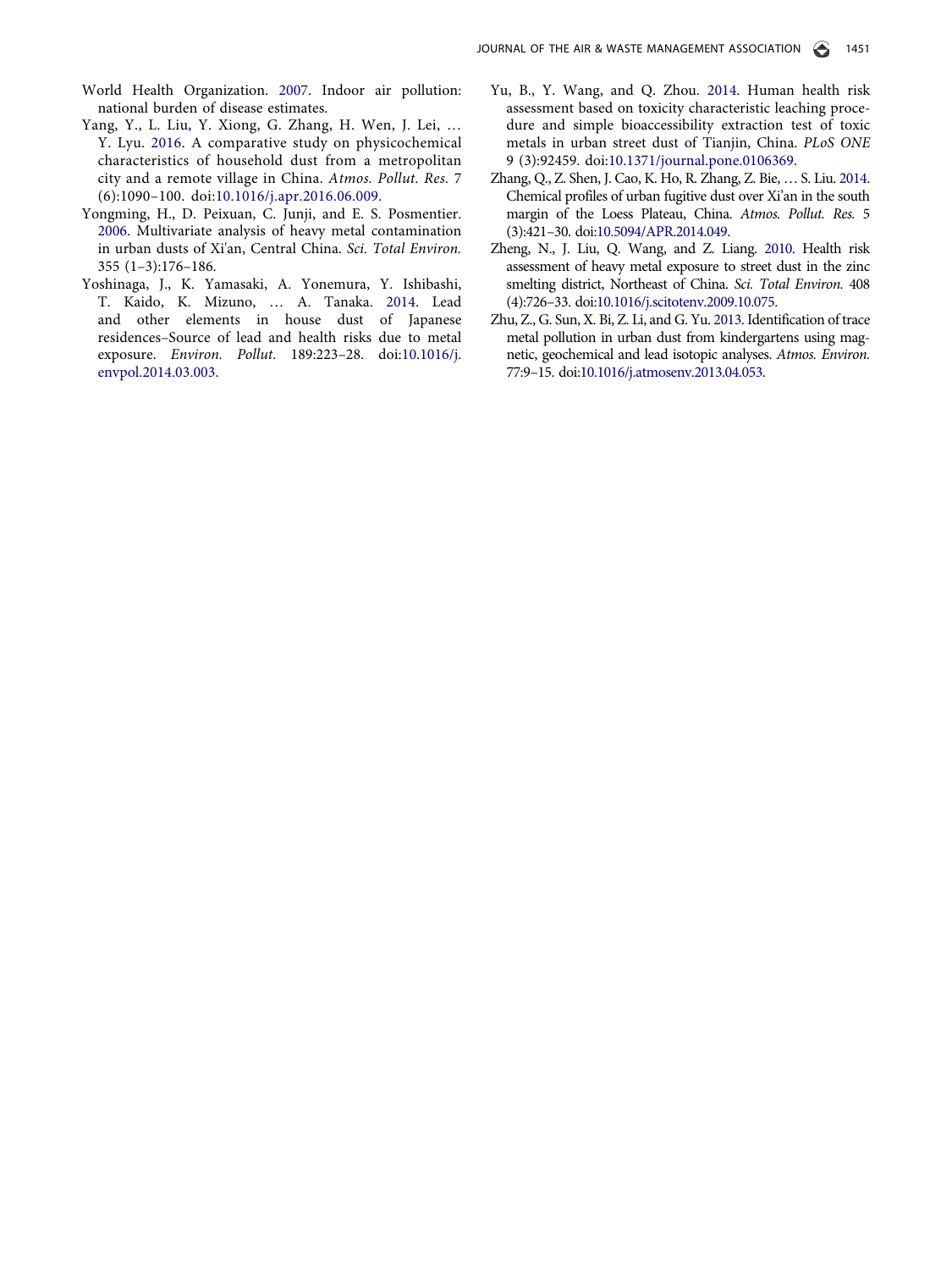World Health Organization. 2007. Indoor air pollution: national burden of disease estimates.

Yang, Y., L. Liu, Y. Xiong, G. Zhang, H. Wen, J. Lei, … Y. Lyu. 2016. A comparative study on physicochemical characteristics of household dust from a metropolitan city and a remote village in China. *Atmos. Pollut. Res.* 7 (6):1090–100. doi:10.1016/j.apr.2016.06.009.

Yongming, H., D. Peixuan, C. Junji, and E. S. Posmentier. 2006. Multivariate analysis of heavy metal contamination in urban dusts of Xi'an, Central China. *Sci. Total Environ.* 355 (1–3):176–186.

Yoshinaga, J., K. Yamasaki, A. Yonemura, Y. Ishibashi, T. Kaido, K. Mizuno, … A. Tanaka. 2014. Lead and other elements in house dust of Japanese residences–Source of lead and health risks due to metal exposure. *Environ. Pollut.* 189:223–28. doi:10.1016/j.envpol.2014.03.003.

Yu, B., Y. Wang, and Q. Zhou. 2014. Human health risk assessment based on toxicity characteristic leaching procedure and simple bioaccessibility extraction test of toxic metals in urban street dust of Tianjin, China. *PLoS ONE* 9 (3):92459. doi:10.1371/journal.pone.0106369.

Zhang, Q., Z. Shen, J. Cao, K. Ho, R. Zhang, Z. Bie, … S. Liu. 2014. Chemical profiles of urban fugitive dust over Xi'an in the south margin of the Loess Plateau, China. *Atmos. Pollut. Res.* 5 (3):421–30. doi:10.5094/APR.2014.049.

Zheng, N., J. Liu, Q. Wang, and Z. Liang. 2010. Health risk assessment of heavy metal exposure to street dust in the zinc smelting district, Northeast of China. *Sci. Total Environ.* 408 (4):726–33. doi:10.1016/j.scitotenv.2009.10.075.

Zhu, Z., G. Sun, X. Bi, Z. Li, and G. Yu. 2013. Identification of trace metal pollution in urban dust from kindergartens using magnetic, geochemical and lead isotopic analyses. *Atmos. Environ.* 77:9–15. doi:10.1016/j.atmosenv.2013.04.053.